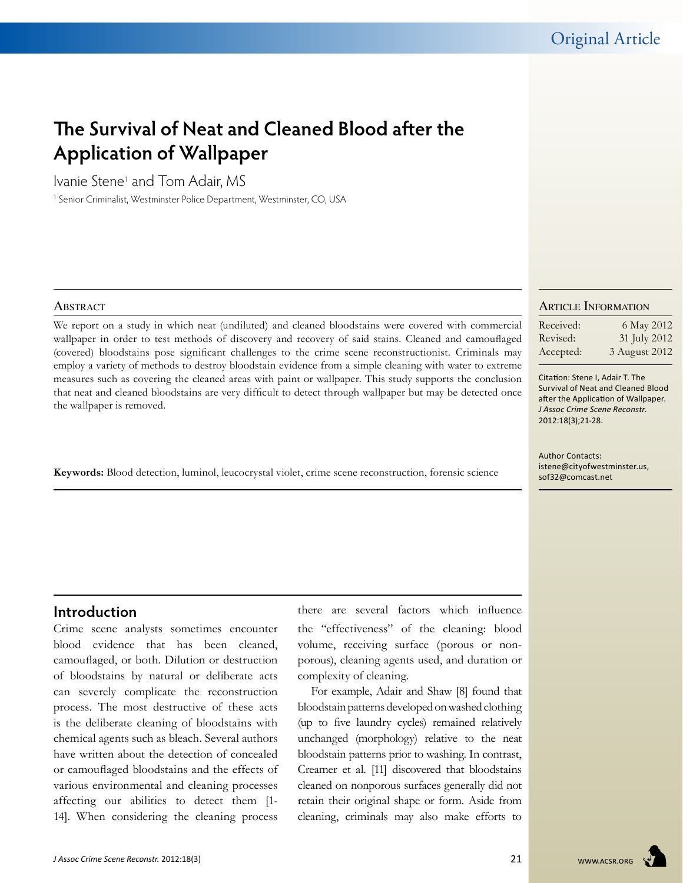Original Article

# The Survival of Neat and Cleaned Blood after the Application of Wallpaper

Ivanie Stene[1] and Tom Adair, MS

[1] Senior Criminalist, Westminster Police Department, Westminster, CO, USA

## Abstract

We report on a study in which neat (undiluted) and cleaned bloodstains were covered with commercial wallpaper in order to test methods of discovery and recovery of said stains. Cleaned and camouflaged (covered) bloodstains pose significant challenges to the crime scene reconstructionist. Criminals may employ a variety of methods to destroy bloodstain evidence from a simple cleaning with water to extreme measures such as covering the cleaned areas with paint or wallpaper. This study supports the conclusion that neat and cleaned bloodstains are very difficult to detect through wallpaper but may be detected once the wallpaper is removed.

**Keywords:** Blood detection, luminol, leucocrystal violet, crime scene reconstruction, forensic science

## Article Information

| | |
|---|---|
| Received: | 6 May 2012 |
| Revised: | 31 July 2012 |
| Accepted: | 3 August 2012 |

Citation: Stene I, Adair T. The Survival of Neat and Cleaned Blood after the Application of Wallpaper. *J Assoc Crime Scene Reconstr.* 2012:18(3);21-28.

Author Contacts: istene@cityofwestminster.us, sof32@comcast.net

## Introduction

Crime scene analysts sometimes encounter blood evidence that has been cleaned, camouflaged, or both. Dilution or destruction of bloodstains by natural or deliberate acts can severely complicate the reconstruction process. The most destructive of these acts is the deliberate cleaning of bloodstains with chemical agents such as bleach. Several authors have written about the detection of concealed or camouflaged bloodstains and the effects of various environmental and cleaning processes affecting our abilities to detect them [1-14]. When considering the cleaning process there are several factors which influence the "effectiveness" of the cleaning: blood volume, receiving surface (porous or nonporous), cleaning agents used, and duration or complexity of cleaning.

For example, Adair and Shaw [8] found that bloodstain patterns developed on washed clothing (up to five laundry cycles) remained relatively unchanged (morphology) relative to the neat bloodstain patterns prior to washing. In contrast, Creamer et al. [11] discovered that bloodstains cleaned on nonporous surfaces generally did not retain their original shape or form. Aside from cleaning, criminals may also make efforts to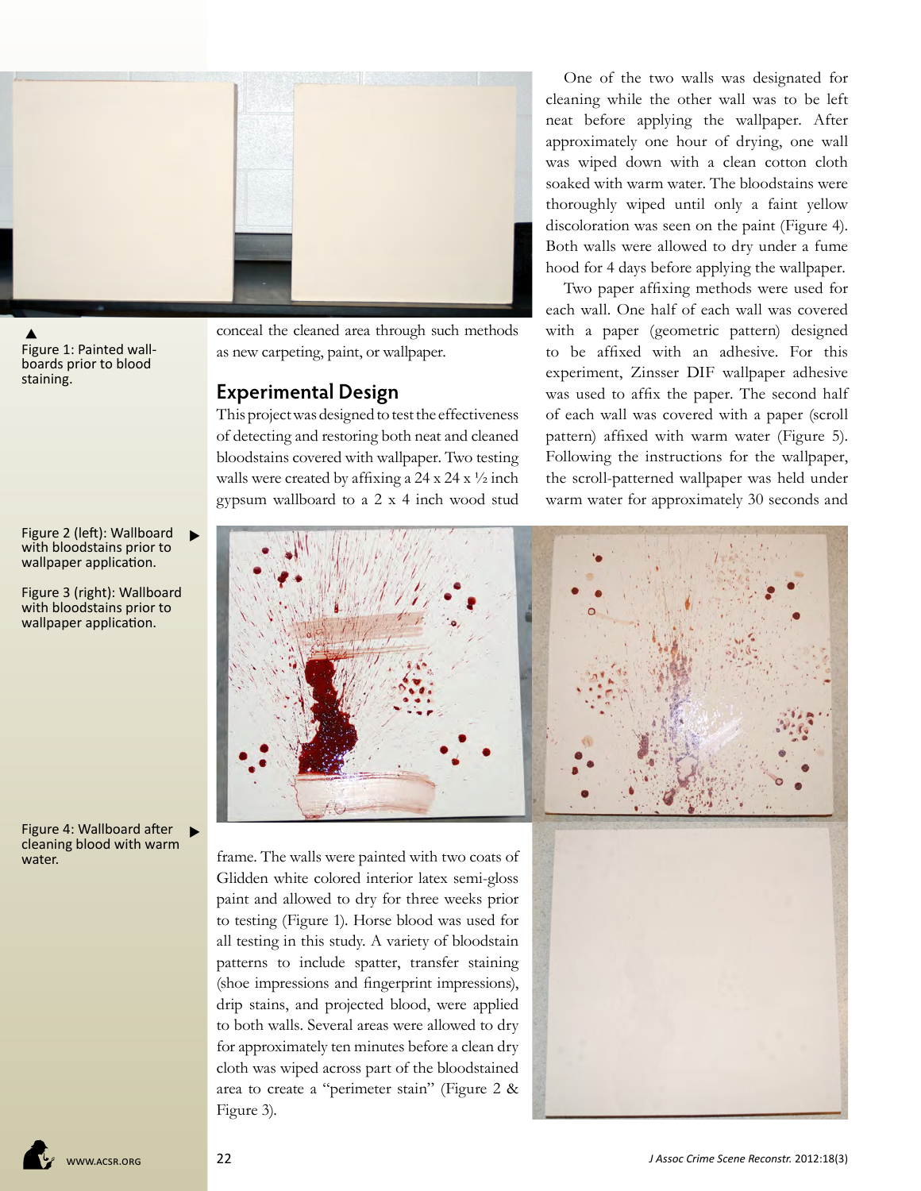Figure 1: Painted wallboards prior to blood staining.

conceal the cleaned area through such methods as new carpeting, paint, or wallpaper.

## Experimental Design

This project was designed to test the effectiveness of detecting and restoring both neat and cleaned bloodstains covered with wallpaper. Two testing walls were created by affixing a 24 x 24 x ½ inch gypsum wallboard to a 2 x 4 inch wood stud frame. The walls were painted with two coats of Glidden white colored interior latex semi-gloss paint and allowed to dry for three weeks prior to testing (Figure 1). Horse blood was used for all testing in this study. A variety of bloodstain patterns to include spatter, transfer staining (shoe impressions and fingerprint impressions), drip stains, and projected blood, were applied to both walls. Several areas were allowed to dry for approximately ten minutes before a clean dry cloth was wiped across part of the bloodstained area to create a "perimeter stain" (Figure 2 & Figure 3).

Figure 2 (left): Wallboard with bloodstains prior to wallpaper application.

Figure 3 (right): Wallboard with bloodstains prior to wallpaper application.

Figure 4: Wallboard after cleaning blood with warm water.

One of the two walls was designated for cleaning while the other wall was to be left neat before applying the wallpaper. After approximately one hour of drying, one wall was wiped down with a clean cotton cloth soaked with warm water. The bloodstains were thoroughly wiped until only a faint yellow discoloration was seen on the paint (Figure 4). Both walls were allowed to dry under a fume hood for 4 days before applying the wallpaper.

Two paper affixing methods were used for each wall. One half of each wall was covered with a paper (geometric pattern) designed to be affixed with an adhesive. For this experiment, Zinsser DIF wallpaper adhesive was used to affix the paper. The second half of each wall was covered with a paper (scroll pattern) affixed with warm water (Figure 5). Following the instructions for the wallpaper, the scroll-patterned wallpaper was held under warm water for approximately 30 seconds and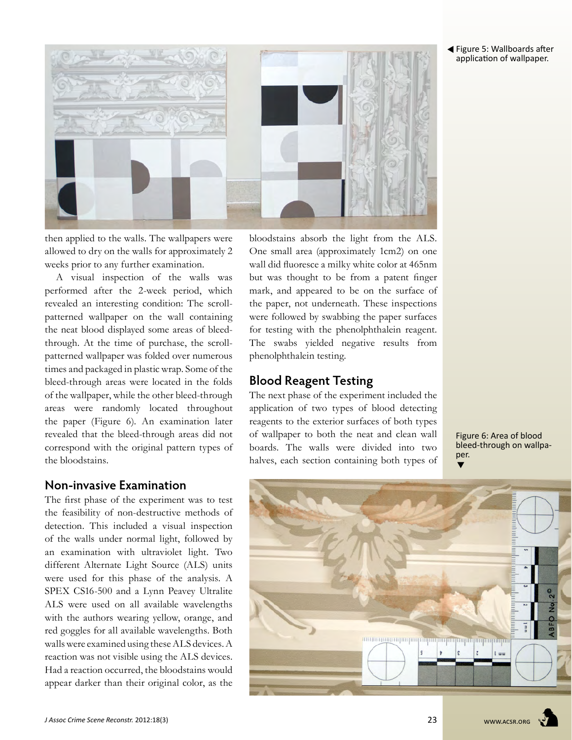Figure 5: Wallboards after application of wallpaper.

then applied to the walls. The wallpapers were allowed to dry on the walls for approximately 2 weeks prior to any further examination.

A visual inspection of the walls was performed after the 2-week period, which revealed an interesting condition: The scroll-patterned wallpaper on the wall containing the neat blood displayed some areas of bleed-through. At the time of purchase, the scroll-patterned wallpaper was folded over numerous times and packaged in plastic wrap. Some of the bleed-through areas were located in the folds of the wallpaper, while the other bleed-through areas were randomly located throughout the paper (Figure 6). An examination later revealed that the bleed-through areas did not correspond with the original pattern types of the bloodstains.

## Non-invasive Examination

The first phase of the experiment was to test the feasibility of non-destructive methods of detection. This included a visual inspection of the walls under normal light, followed by an examination with ultraviolet light. Two different Alternate Light Source (ALS) units were used for this phase of the analysis. A SPEX CS16-500 and a Lynn Peavey Ultralite ALS were used on all available wavelengths with the authors wearing yellow, orange, and red goggles for all available wavelengths. Both walls were examined using these ALS devices. A reaction was not visible using the ALS devices. Had a reaction occurred, the bloodstains would appear darker than their original color, as the bloodstains absorb the light from the ALS. One small area (approximately 1cm2) on one wall did fluoresce a milky white color at 465nm but was thought to be from a patent finger mark, and appeared to be on the surface of the paper, not underneath. These inspections were followed by swabbing the paper surfaces for testing with the phenolphthalein reagent. The swabs yielded negative results from phenolphthalein testing.

## Blood Reagent Testing

The next phase of the experiment included the application of two types of blood detecting reagents to the exterior surfaces of both types of wallpaper to both the neat and clean wall boards. The walls were divided into two halves, each section containing both types of

Figure 6: Area of blood bleed-through on wallpaper.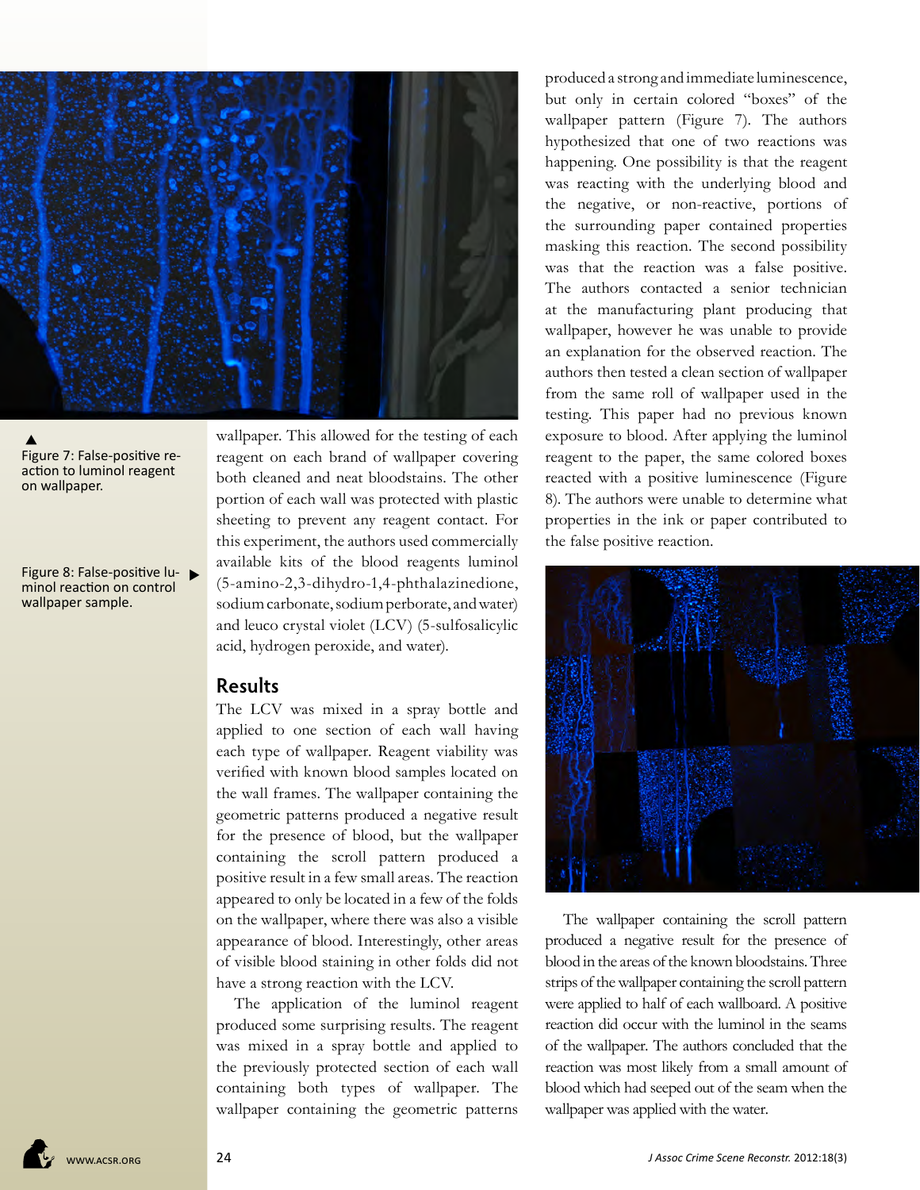Figure 7: False-positive reaction to luminol reagent on wallpaper.

Figure 8: False-positive luminol reaction on control wallpaper sample.

wallpaper. This allowed for the testing of each reagent on each brand of wallpaper covering both cleaned and neat bloodstains. The other portion of each wall was protected with plastic sheeting to prevent any reagent contact. For this experiment, the authors used commercially available kits of the blood reagents luminol (5-amino-2,3-dihydro-1,4-phthalazinedione, sodium carbonate, sodium perborate, and water) and leuco crystal violet (LCV) (5-sulfosalicylic acid, hydrogen peroxide, and water).

## Results

The LCV was mixed in a spray bottle and applied to one section of each wall having each type of wallpaper. Reagent viability was verified with known blood samples located on the wall frames. The wallpaper containing the geometric patterns produced a negative result for the presence of blood, but the wallpaper containing the scroll pattern produced a positive result in a few small areas. The reaction appeared to only be located in a few of the folds on the wallpaper, where there was also a visible appearance of blood. Interestingly, other areas of visible blood staining in other folds did not have a strong reaction with the LCV.

The application of the luminol reagent produced some surprising results. The reagent was mixed in a spray bottle and applied to the previously protected section of each wall containing both types of wallpaper. The wallpaper containing the geometric patterns produced a strong and immediate luminescence, but only in certain colored "boxes" of the wallpaper pattern (Figure 7). The authors hypothesized that one of two reactions was happening. One possibility is that the reagent was reacting with the underlying blood and the negative, or non-reactive, portions of the surrounding paper contained properties masking this reaction. The second possibility was that the reaction was a false positive. The authors contacted a senior technician at the manufacturing plant producing that wallpaper, however he was unable to provide an explanation for the observed reaction. The authors then tested a clean section of wallpaper from the same roll of wallpaper used in the testing. This paper had no previous known exposure to blood. After applying the luminol reagent to the paper, the same colored boxes reacted with a positive luminescence (Figure 8). The authors were unable to determine what properties in the ink or paper contributed to the false positive reaction.

The wallpaper containing the scroll pattern produced a negative result for the presence of blood in the areas of the known bloodstains. Three strips of the wallpaper containing the scroll pattern were applied to half of each wallboard. A positive reaction did occur with the luminol in the seams of the wallpaper. The authors concluded that the reaction was most likely from a small amount of blood which had seeped out of the seam when the wallpaper was applied with the water.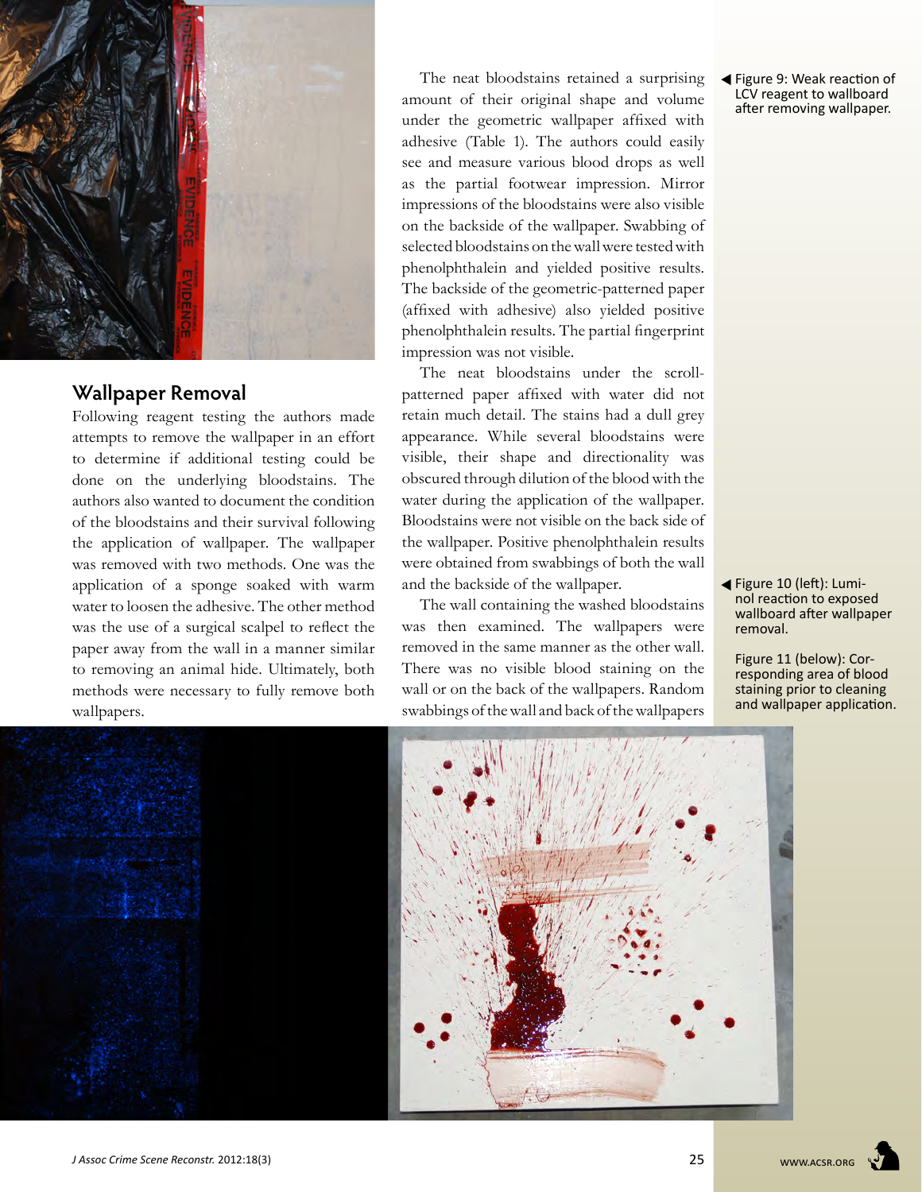## Wallpaper Removal

Following reagent testing the authors made attempts to remove the wallpaper in an effort to determine if additional testing could be done on the underlying bloodstains. The authors also wanted to document the condition of the bloodstains and their survival following the application of wallpaper. The wallpaper was removed with two methods. One was the application of a sponge soaked with warm water to loosen the adhesive. The other method was the use of a surgical scalpel to reflect the paper away from the wall in a manner similar to removing an animal hide. Ultimately, both methods were necessary to fully remove both wallpapers.

The neat bloodstains retained a surprising amount of their original shape and volume under the geometric wallpaper affixed with adhesive (Table 1). The authors could easily see and measure various blood drops as well as the partial footwear impression. Mirror impressions of the bloodstains were also visible on the backside of the wallpaper. Swabbing of selected bloodstains on the wall were tested with phenolphthalein and yielded positive results. The backside of the geometric-patterned paper (affixed with adhesive) also yielded positive phenolphthalein results. The partial fingerprint impression was not visible.

The neat bloodstains under the scroll-patterned paper affixed with water did not retain much detail. The stains had a dull grey appearance. While several bloodstains were visible, their shape and directionality was obscured through dilution of the blood with the water during the application of the wallpaper. Bloodstains were not visible on the back side of the wallpaper. Positive phenolphthalein results were obtained from swabbings of both the wall and the backside of the wallpaper.

The wall containing the washed bloodstains was then examined. The wallpapers were removed in the same manner as the other wall. There was no visible blood staining on the wall or on the back of the wallpapers. Random swabbings of the wall and back of the wallpapers

◀ Figure 9: Weak reaction of LCV reagent to wallboard after removing wallpaper.

◀ Figure 10 (left): Luminol reaction to exposed wallboard after wallpaper removal.

Figure 11 (below): Corresponding area of blood staining prior to cleaning and wallpaper application.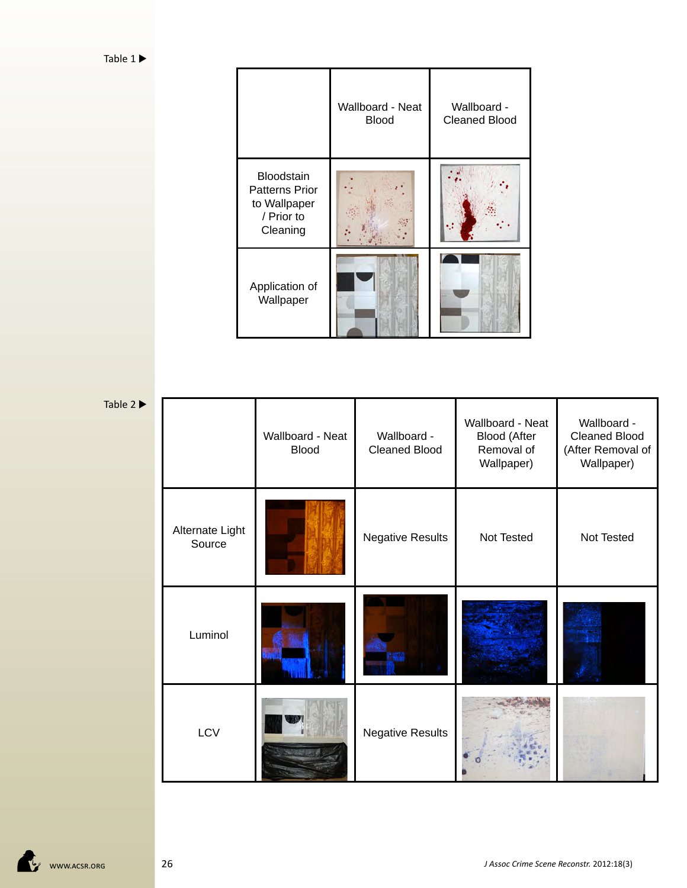Table 1

| | Wallboard - Neat Blood | Wallboard - Cleaned Blood |
|---|---|---|
| Bloodstain Patterns Prior to Wallpaper / Prior to Cleaning | | |
| Application of Wallpaper | | |

Table 2

| | Wallboard - Neat Blood | Wallboard - Cleaned Blood | Wallboard - Neat Blood (After Removal of Wallpaper) | Wallboard - Cleaned Blood (After Removal of Wallpaper) |
|---|---|---|---|---|
| Alternate Light Source | | Negative Results | Not Tested | Not Tested |
| Luminol | | | | |
| LCV | | Negative Results | | |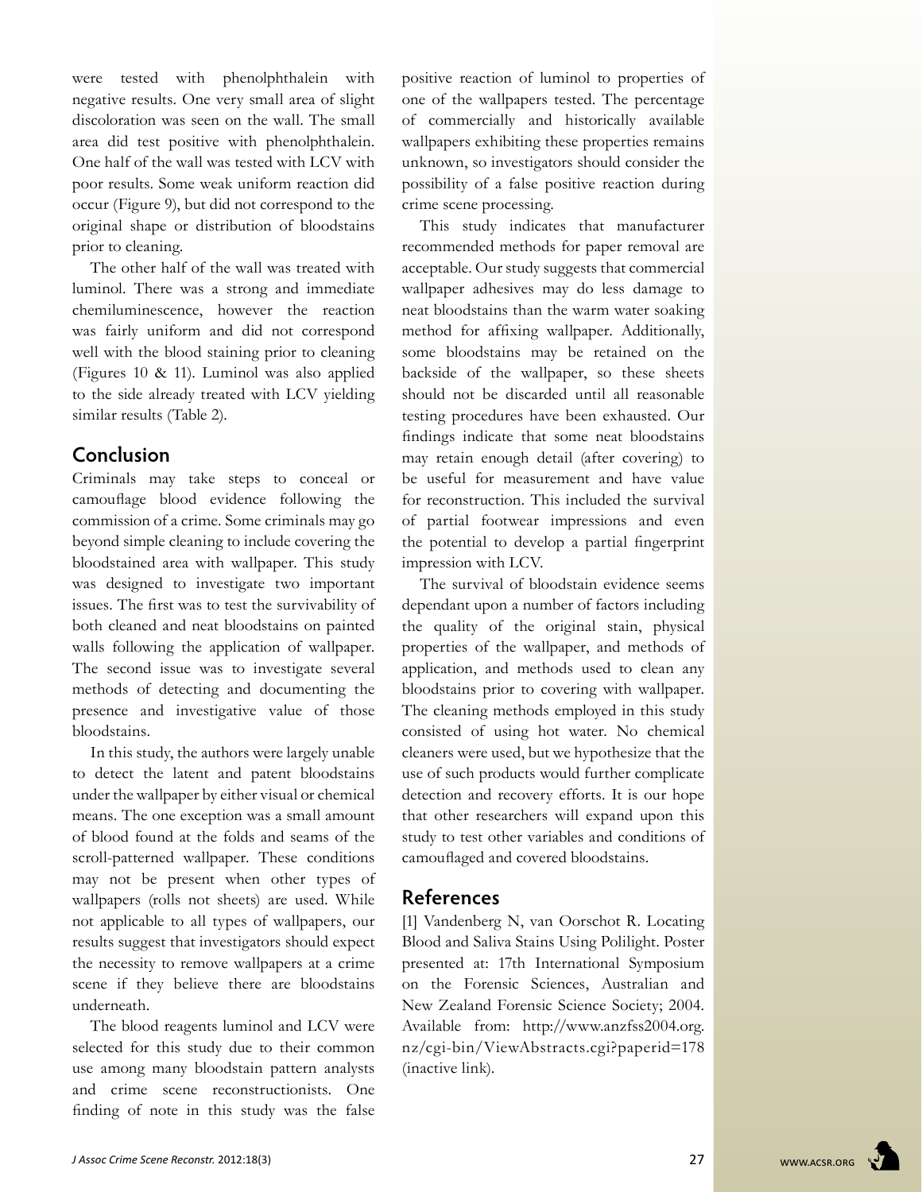were tested with phenolphthalein with negative results. One very small area of slight discoloration was seen on the wall. The small area did test positive with phenolphthalein. One half of the wall was tested with LCV with poor results. Some weak uniform reaction did occur (Figure 9), but did not correspond to the original shape or distribution of bloodstains prior to cleaning.

The other half of the wall was treated with luminol. There was a strong and immediate chemiluminescence, however the reaction was fairly uniform and did not correspond well with the blood staining prior to cleaning (Figures 10 & 11). Luminol was also applied to the side already treated with LCV yielding similar results (Table 2).

## Conclusion

Criminals may take steps to conceal or camouflage blood evidence following the commission of a crime. Some criminals may go beyond simple cleaning to include covering the bloodstained area with wallpaper. This study was designed to investigate two important issues. The first was to test the survivability of both cleaned and neat bloodstains on painted walls following the application of wallpaper. The second issue was to investigate several methods of detecting and documenting the presence and investigative value of those bloodstains.

In this study, the authors were largely unable to detect the latent and patent bloodstains under the wallpaper by either visual or chemical means. The one exception was a small amount of blood found at the folds and seams of the scroll-patterned wallpaper. These conditions may not be present when other types of wallpapers (rolls not sheets) are used. While not applicable to all types of wallpapers, our results suggest that investigators should expect the necessity to remove wallpapers at a crime scene if they believe there are bloodstains underneath.

The blood reagents luminol and LCV were selected for this study due to their common use among many bloodstain pattern analysts and crime scene reconstructionists. One finding of note in this study was the false positive reaction of luminol to properties of one of the wallpapers tested. The percentage of commercially and historically available wallpapers exhibiting these properties remains unknown, so investigators should consider the possibility of a false positive reaction during crime scene processing.

This study indicates that manufacturer recommended methods for paper removal are acceptable. Our study suggests that commercial wallpaper adhesives may do less damage to neat bloodstains than the warm water soaking method for affixing wallpaper. Additionally, some bloodstains may be retained on the backside of the wallpaper, so these sheets should not be discarded until all reasonable testing procedures have been exhausted. Our findings indicate that some neat bloodstains may retain enough detail (after covering) to be useful for measurement and have value for reconstruction. This included the survival of partial footwear impressions and even the potential to develop a partial fingerprint impression with LCV.

The survival of bloodstain evidence seems dependant upon a number of factors including the quality of the original stain, physical properties of the wallpaper, and methods of application, and methods used to clean any bloodstains prior to covering with wallpaper. The cleaning methods employed in this study consisted of using hot water. No chemical cleaners were used, but we hypothesize that the use of such products would further complicate detection and recovery efforts. It is our hope that other researchers will expand upon this study to test other variables and conditions of camouflaged and covered bloodstains.

## References

[1] Vandenberg N, van Oorschot R. Locating Blood and Saliva Stains Using Polilight. Poster presented at: 17th International Symposium on the Forensic Sciences, Australian and New Zealand Forensic Science Society; 2004. Available from: http://www.anzfss2004.org.nz/cgi-bin/ViewAbstracts.cgi?paperid=178 (inactive link).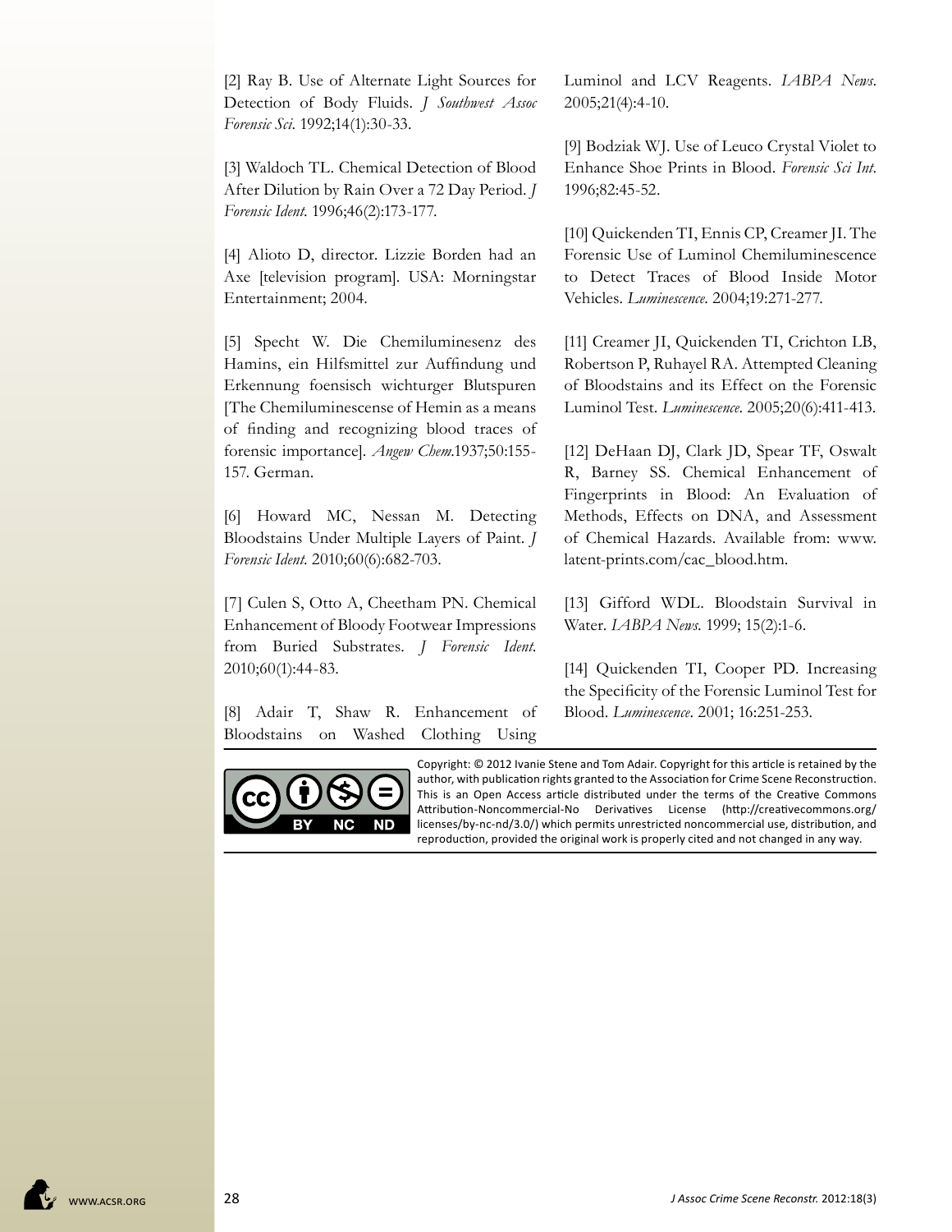[2] Ray B. Use of Alternate Light Sources for Detection of Body Fluids. *J Southwest Assoc Forensic Sci*. 1992;14(1):30-33.

[3] Waldoch TL. Chemical Detection of Blood After Dilution by Rain Over a 72 Day Period. *J Forensic Ident*. 1996;46(2):173-177.

[4] Alioto D, director. Lizzie Borden had an Axe [television program]. USA: Morningstar Entertainment; 2004.

[5] Specht W. Die Chemiluminesenz des Hamins, ein Hilfsmittel zur Auffindung und Erkennung foensisch wichturger Blutspuren [The Chemiluminescense of Hemin as a means of finding and recognizing blood traces of forensic importance]. *Angew Chem*.1937;50:155-157. German.

[6] Howard MC, Nessan M. Detecting Bloodstains Under Multiple Layers of Paint. *J Forensic Ident*. 2010;60(6):682-703.

[7] Culen S, Otto A, Cheetham PN. Chemical Enhancement of Bloody Footwear Impressions from Buried Substrates. *J Forensic Ident*. 2010;60(1):44-83.

[8] Adair T, Shaw R. Enhancement of Bloodstains on Washed Clothing Using Luminol and LCV Reagents. *IABPA News*. 2005;21(4):4-10.

[9] Bodziak WJ. Use of Leuco Crystal Violet to Enhance Shoe Prints in Blood. *Forensic Sci Int*. 1996;82:45-52.

[10] Quickenden TI, Ennis CP, Creamer JI. The Forensic Use of Luminol Chemiluminescence to Detect Traces of Blood Inside Motor Vehicles. *Luminescence*. 2004;19:271-277.

[11] Creamer JI, Quickenden TI, Crichton LB, Robertson P, Ruhayel RA. Attempted Cleaning of Bloodstains and its Effect on the Forensic Luminol Test. *Luminescence*. 2005;20(6):411-413.

[12] DeHaan DJ, Clark JD, Spear TF, Oswalt R, Barney SS. Chemical Enhancement of Fingerprints in Blood: An Evaluation of Methods, Effects on DNA, and Assessment of Chemical Hazards. Available from: www.latent-prints.com/cac_blood.htm.

[13] Gifford WDL. Bloodstain Survival in Water. *IABPA News*. 1999; 15(2):1-6.

[14] Quickenden TI, Cooper PD. Increasing the Specificity of the Forensic Luminol Test for Blood. *Luminescence*. 2001; 16:251-253.

Copyright: © 2012 Ivanie Stene and Tom Adair. Copyright for this article is retained by the author, with publication rights granted to the Association for Crime Scene Reconstruction. This is an Open Access article distributed under the terms of the Creative Commons Attribution-Noncommercial-No Derivatives License (http://creativecommons.org/licenses/by-nc-nd/3.0/) which permits unrestricted noncommercial use, distribution, and reproduction, provided the original work is properly cited and not changed in any way.